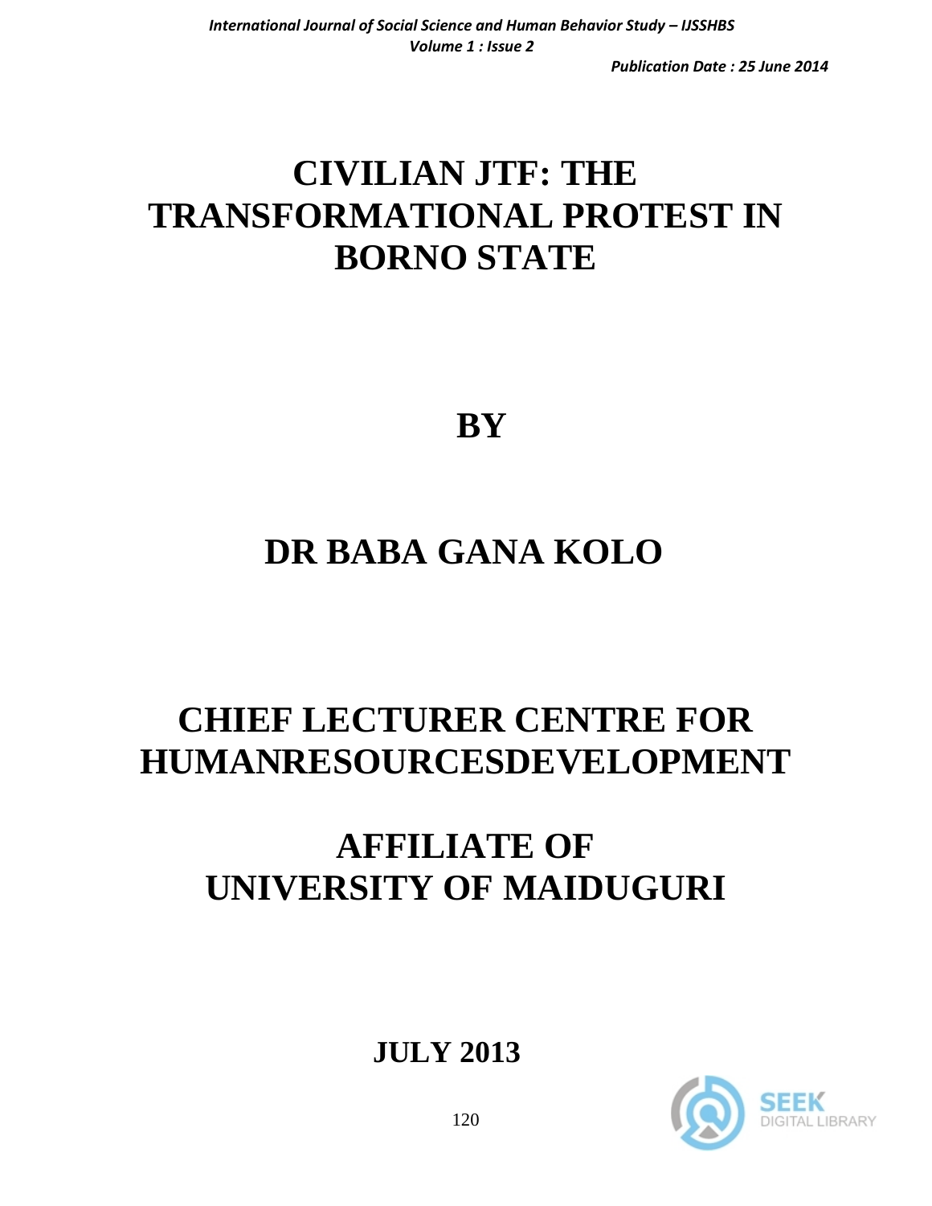# CIVILIAN JTF: THE TRANSFORMATIONAL PROTEST IN BORNO STATE

**BY**

## DR BABA GANA KOLO

## CHIEF LECTURER CENTRE FOR HUMANRESOURCESDEVELOPMENT

## AFFILIATE OF UNIVERSITY OF MAIDUGURI

**JULY 2013**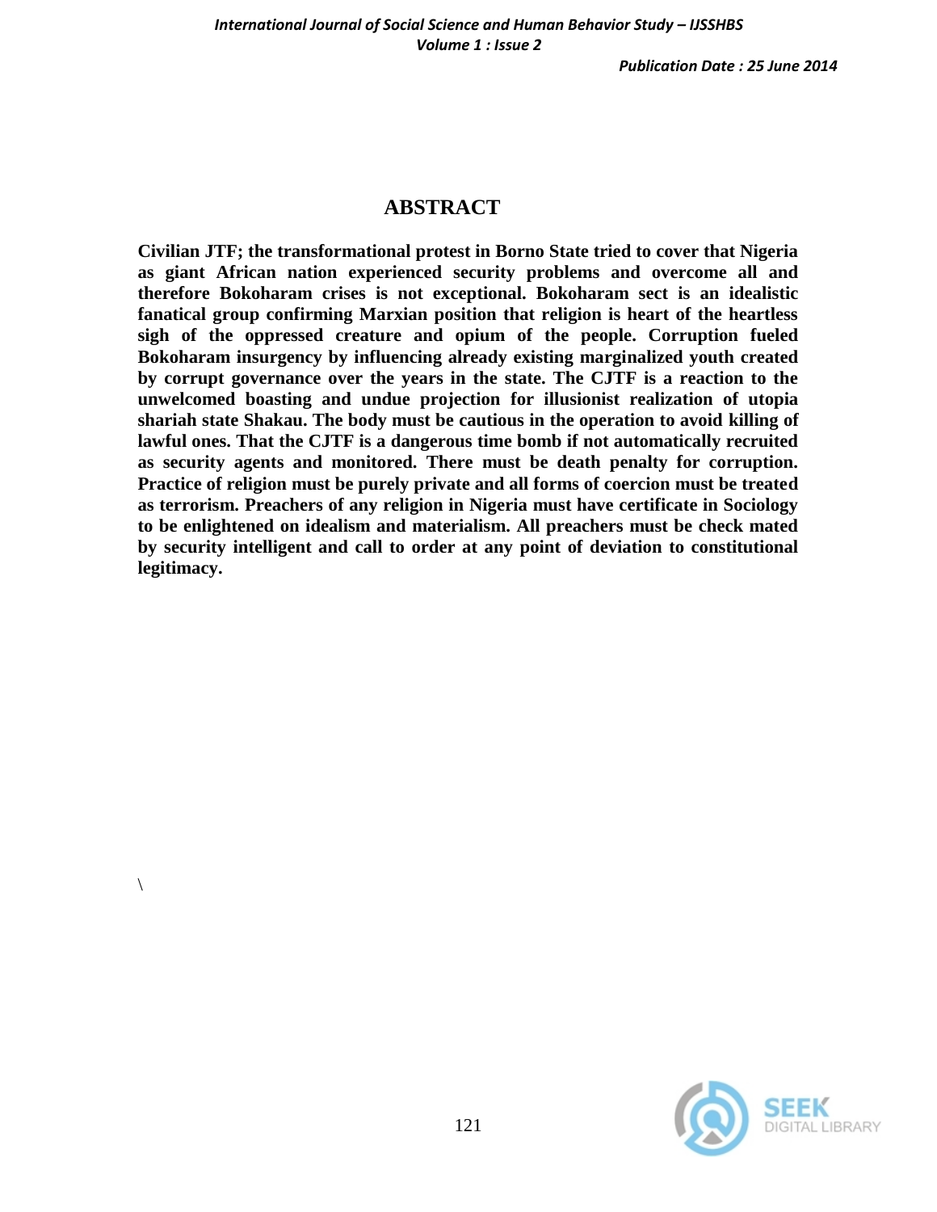## ABSTRACT

**Civilian JTF; the transformational protest in Borno State tried to cover that Nigeria as giant African nation experienced security problems and overcome all and therefore Bokoharam crises is not exceptional. Bokoharam sect is an idealistic fanatical group confirming Marxian position that religion is heart of the heartless sigh of the oppressed creature and opium of the people. Corruption fueled Bokoharam insurgency by influencing already existing marginalized youth created by corrupt governance over the years in the state. The CJTF is a reaction to the unwelcomed boasting and undue projection for illusionist realization of utopia shariah state Shakau. The body must be cautious in the operation to avoid killing of lawful ones. That the CJTF is a dangerous time bomb if not automatically recruited as security agents and monitored. There must be death penalty for corruption. Practice of religion must be purely private and all forms of coercion must be treated as terrorism. Preachers of any religion in Nigeria must have certificate in Sociology to be enlightened on idealism and materialism. All preachers must be check mated by security intelligent and call to order at any point of deviation to constitutional legitimacy.**

\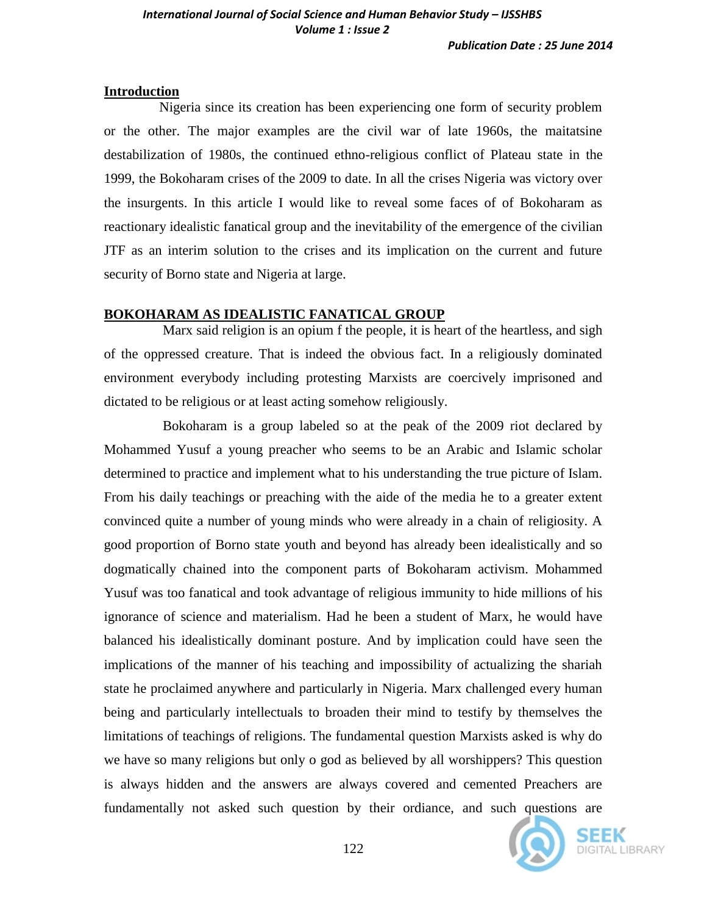## Introduction

Nigeria since its creation has been experiencing one form of security problem or the other. The major examples are the civil war of late 1960s, the maitatsine destabilization of 1980s, the continued ethno-religious conflict of Plateau state in the 1999, the Bokoharam crises of the 2009 to date. In all the crises Nigeria was victory over the insurgents. In this article I would like to reveal some faces of of Bokoharam as reactionary idealistic fanatical group and the inevitability of the emergence of the civilian JTF as an interim solution to the crises and its implication on the current and future security of Borno state and Nigeria at large.

## BOKOHARAM AS IDEALISTIC FANATICAL GROUP

Marx said religion is an opium f the people, it is heart of the heartless, and sigh of the oppressed creature. That is indeed the obvious fact. In a religiously dominated environment everybody including protesting Marxists are coercively imprisoned and dictated to be religious or at least acting somehow religiously.

Bokoharam is a group labeled so at the peak of the 2009 riot declared by Mohammed Yusuf a young preacher who seems to be an Arabic and Islamic scholar determined to practice and implement what to his understanding the true picture of Islam. From his daily teachings or preaching with the aide of the media he to a greater extent convinced quite a number of young minds who were already in a chain of religiosity. A good proportion of Borno state youth and beyond has already been idealistically and so dogmatically chained into the component parts of Bokoharam activism. Mohammed Yusuf was too fanatical and took advantage of religious immunity to hide millions of his ignorance of science and materialism. Had he been a student of Marx, he would have balanced his idealistically dominant posture. And by implication could have seen the implications of the manner of his teaching and impossibility of actualizing the shariah state he proclaimed anywhere and particularly in Nigeria. Marx challenged every human being and particularly intellectuals to broaden their mind to testify by themselves the limitations of teachings of religions. The fundamental question Marxists asked is why do we have so many religions but only o god as believed by all worshippers? This question is always hidden and the answers are always covered and cemented Preachers are fundamentally not asked such question by their ordiance, and such questions are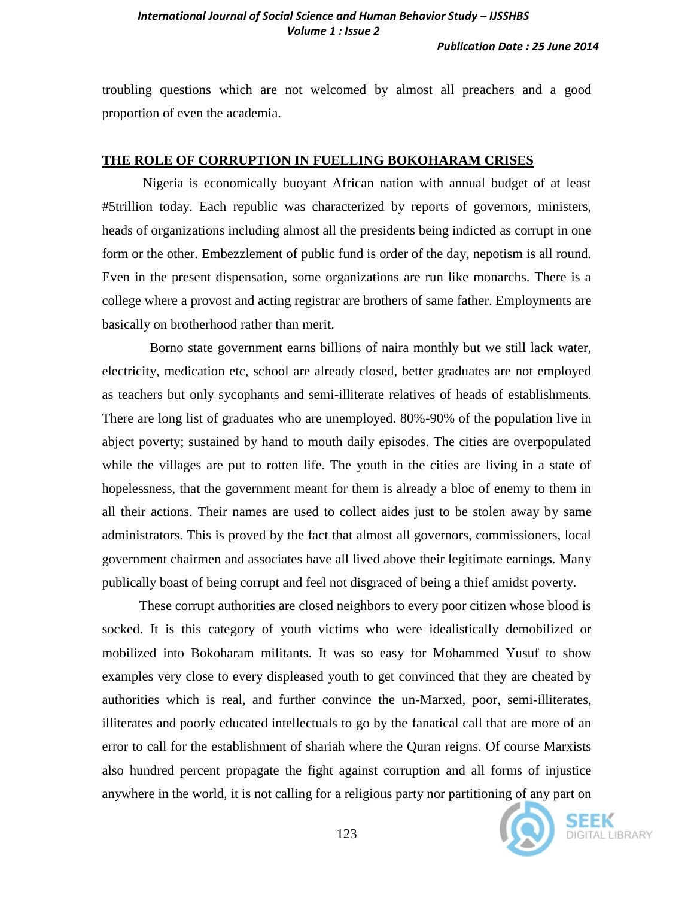troubling questions which are not welcomed by almost all preachers and a good proportion of even the academia.

## THE ROLE OF CORRUPTION IN FUELLING BOKOHARAM CRISES

Nigeria is economically buoyant African nation with annual budget of at least #5trillion today. Each republic was characterized by reports of governors, ministers, heads of organizations including almost all the presidents being indicted as corrupt in one form or the other. Embezzlement of public fund is order of the day, nepotism is all round. Even in the present dispensation, some organizations are run like monarchs. There is a college where a provost and acting registrar are brothers of same father. Employments are basically on brotherhood rather than merit.

Borno state government earns billions of naira monthly but we still lack water, electricity, medication etc, school are already closed, better graduates are not employed as teachers but only sycophants and semi-illiterate relatives of heads of establishments. There are long list of graduates who are unemployed. 80%-90% of the population live in abject poverty; sustained by hand to mouth daily episodes. The cities are overpopulated while the villages are put to rotten life. The youth in the cities are living in a state of hopelessness, that the government meant for them is already a bloc of enemy to them in all their actions. Their names are used to collect aides just to be stolen away by same administrators. This is proved by the fact that almost all governors, commissioners, local government chairmen and associates have all lived above their legitimate earnings. Many publically boast of being corrupt and feel not disgraced of being a thief amidst poverty.

These corrupt authorities are closed neighbors to every poor citizen whose blood is socked. It is this category of youth victims who were idealistically demobilized or mobilized into Bokoharam militants. It was so easy for Mohammed Yusuf to show examples very close to every displeased youth to get convinced that they are cheated by authorities which is real, and further convince the un-Marxed, poor, semi-illiterates, illiterates and poorly educated intellectuals to go by the fanatical call that are more of an error to call for the establishment of shariah where the Quran reigns. Of course Marxists also hundred percent propagate the fight against corruption and all forms of injustice anywhere in the world, it is not calling for a religious party nor partitioning of any part on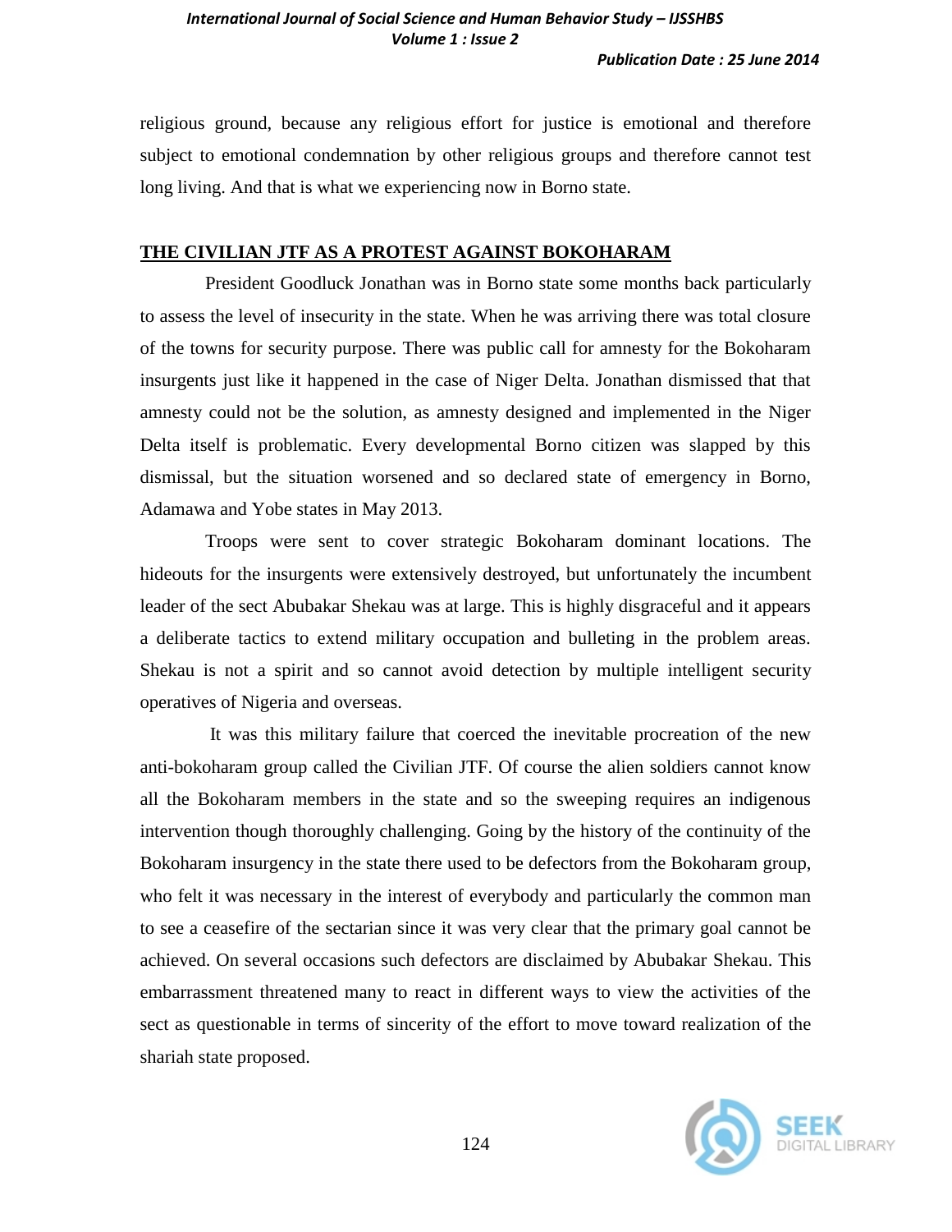religious ground, because any religious effort for justice is emotional and therefore subject to emotional condemnation by other religious groups and therefore cannot test long living. And that is what we experiencing now in Borno state.

## THE CIVILIAN JTF AS A PROTEST AGAINST BOKOHARAM

President Goodluck Jonathan was in Borno state some months back particularly to assess the level of insecurity in the state. When he was arriving there was total closure of the towns for security purpose. There was public call for amnesty for the Bokoharam insurgents just like it happened in the case of Niger Delta. Jonathan dismissed that that amnesty could not be the solution, as amnesty designed and implemented in the Niger Delta itself is problematic. Every developmental Borno citizen was slapped by this dismissal, but the situation worsened and so declared state of emergency in Borno, Adamawa and Yobe states in May 2013.

Troops were sent to cover strategic Bokoharam dominant locations. The hideouts for the insurgents were extensively destroyed, but unfortunately the incumbent leader of the sect Abubakar Shekau was at large. This is highly disgraceful and it appears a deliberate tactics to extend military occupation and bulleting in the problem areas. Shekau is not a spirit and so cannot avoid detection by multiple intelligent security operatives of Nigeria and overseas.

It was this military failure that coerced the inevitable procreation of the new anti-bokoharam group called the Civilian JTF. Of course the alien soldiers cannot know all the Bokoharam members in the state and so the sweeping requires an indigenous intervention though thoroughly challenging. Going by the history of the continuity of the Bokoharam insurgency in the state there used to be defectors from the Bokoharam group, who felt it was necessary in the interest of everybody and particularly the common man to see a ceasefire of the sectarian since it was very clear that the primary goal cannot be achieved. On several occasions such defectors are disclaimed by Abubakar Shekau. This embarrassment threatened many to react in different ways to view the activities of the sect as questionable in terms of sincerity of the effort to move toward realization of the shariah state proposed.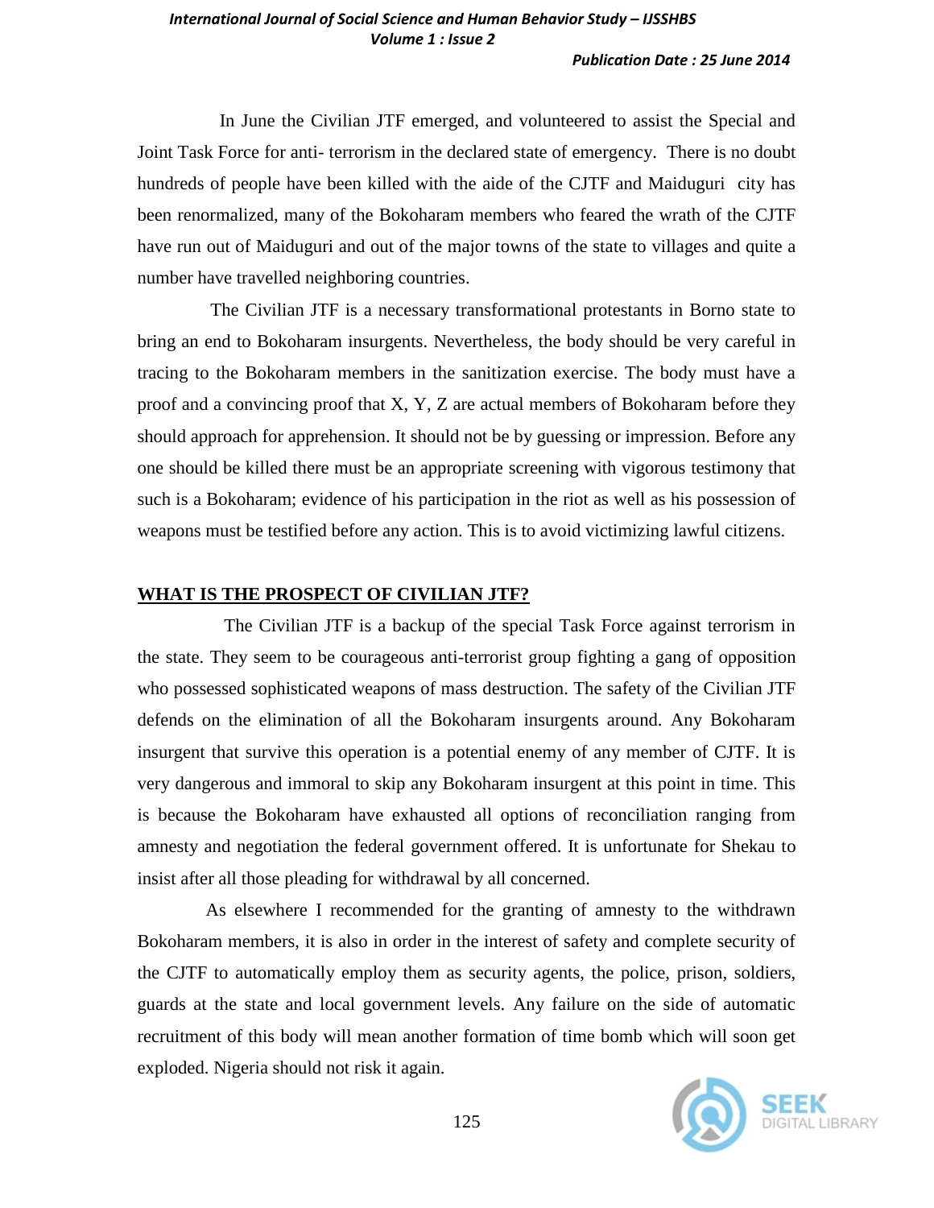In June the Civilian JTF emerged, and volunteered to assist the Special and Joint Task Force for anti- terrorism in the declared state of emergency. There is no doubt hundreds of people have been killed with the aide of the CJTF and Maiduguri city has been renormalized, many of the Bokoharam members who feared the wrath of the CJTF have run out of Maiduguri and out of the major towns of the state to villages and quite a number have travelled neighboring countries.

The Civilian JTF is a necessary transformational protestants in Borno state to bring an end to Bokoharam insurgents. Nevertheless, the body should be very careful in tracing to the Bokoharam members in the sanitization exercise. The body must have a proof and a convincing proof that X, Y, Z are actual members of Bokoharam before they should approach for apprehension. It should not be by guessing or impression. Before any one should be killed there must be an appropriate screening with vigorous testimony that such is a Bokoharam; evidence of his participation in the riot as well as his possession of weapons must be testified before any action. This is to avoid victimizing lawful citizens.

## WHAT IS THE PROSPECT OF CIVILIAN JTF?

The Civilian JTF is a backup of the special Task Force against terrorism in the state. They seem to be courageous anti-terrorist group fighting a gang of opposition who possessed sophisticated weapons of mass destruction. The safety of the Civilian JTF defends on the elimination of all the Bokoharam insurgents around. Any Bokoharam insurgent that survive this operation is a potential enemy of any member of CJTF. It is very dangerous and immoral to skip any Bokoharam insurgent at this point in time. This is because the Bokoharam have exhausted all options of reconciliation ranging from amnesty and negotiation the federal government offered. It is unfortunate for Shekau to insist after all those pleading for withdrawal by all concerned.

As elsewhere I recommended for the granting of amnesty to the withdrawn Bokoharam members, it is also in order in the interest of safety and complete security of the CJTF to automatically employ them as security agents, the police, prison, soldiers, guards at the state and local government levels. Any failure on the side of automatic recruitment of this body will mean another formation of time bomb which will soon get exploded. Nigeria should not risk it again.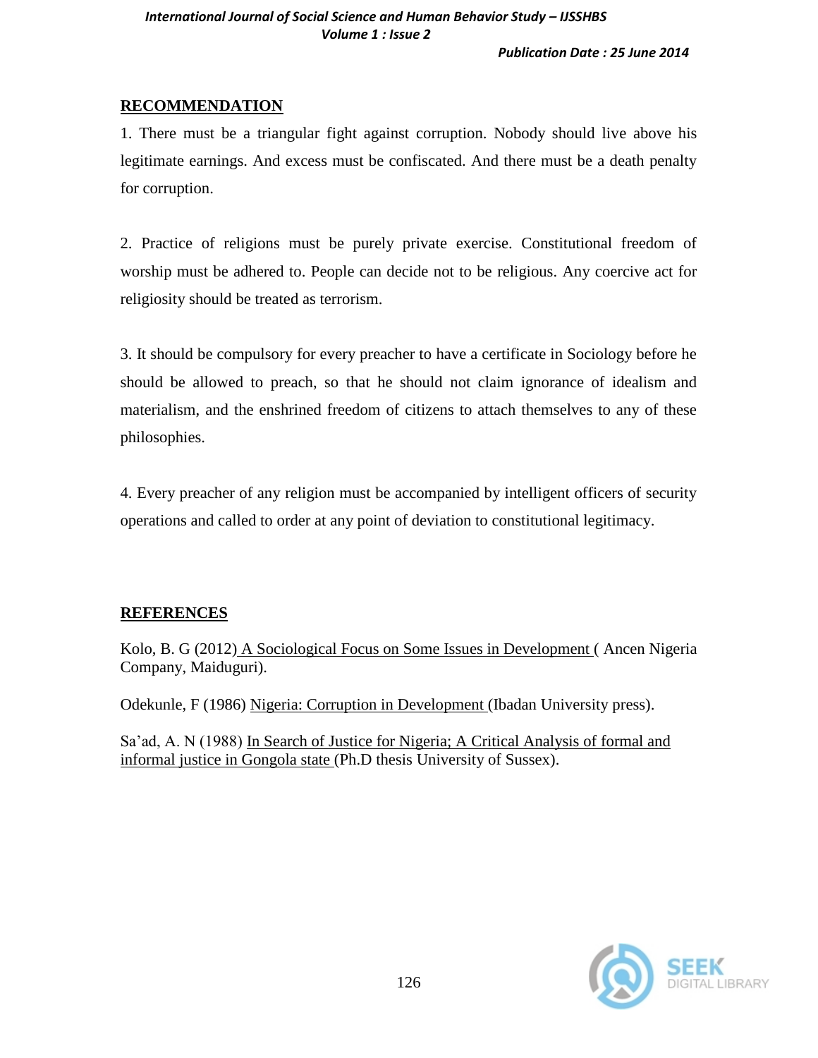## RECOMMENDATION

1. There must be a triangular fight against corruption. Nobody should live above his legitimate earnings. And excess must be confiscated. And there must be a death penalty for corruption.

2. Practice of religions must be purely private exercise. Constitutional freedom of worship must be adhered to. People can decide not to be religious. Any coercive act for religiosity should be treated as terrorism.

3. It should be compulsory for every preacher to have a certificate in Sociology before he should be allowed to preach, so that he should not claim ignorance of idealism and materialism, and the enshrined freedom of citizens to attach themselves to any of these philosophies.

4. Every preacher of any religion must be accompanied by intelligent officers of security operations and called to order at any point of deviation to constitutional legitimacy.

## REFERENCES

Kolo, B. G (2012) A Sociological Focus on Some Issues in Development ( Ancen Nigeria Company, Maiduguri).

Odekunle, F (1986) Nigeria: Corruption in Development (Ibadan University press).

Sa'ad, A. N (1988) In Search of Justice for Nigeria; A Critical Analysis of formal and informal justice in Gongola state (Ph.D thesis University of Sussex).